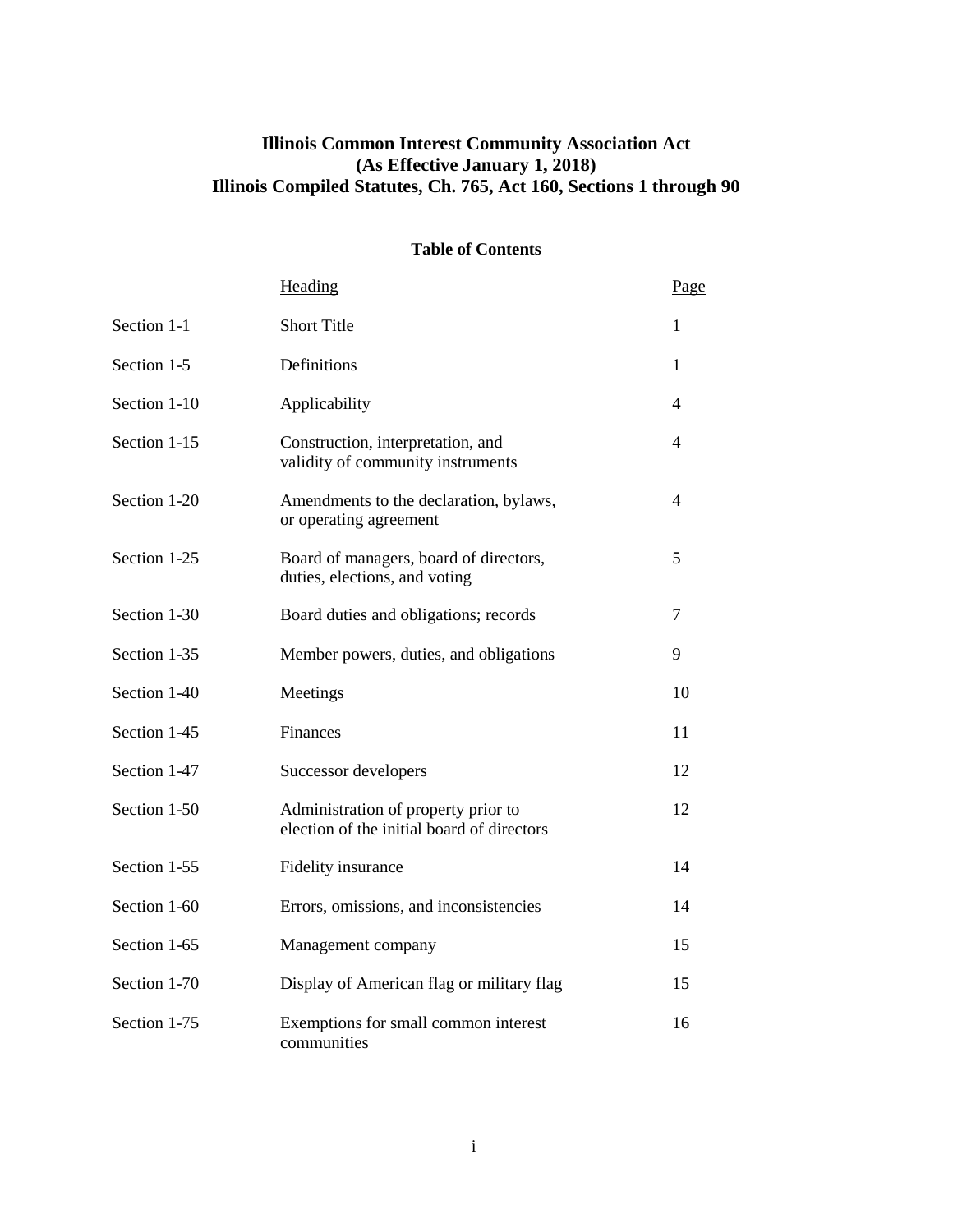# Illinois Common Interest Community Association Act
## (As Effective January 1, 2018)
## Illinois Compiled Statutes, Ch. 765, Act 160, Sections 1 through 90

### Table of Contents

| | Heading | Page |
|---|---|---|
| Section 1-1 | Short Title | 1 |
| Section 1-5 | Definitions | 1 |
| Section 1-10 | Applicability | 4 |
| Section 1-15 | Construction, interpretation, and validity of community instruments | 4 |
| Section 1-20 | Amendments to the declaration, bylaws, or operating agreement | 4 |
| Section 1-25 | Board of managers, board of directors, duties, elections, and voting | 5 |
| Section 1-30 | Board duties and obligations; records | 7 |
| Section 1-35 | Member powers, duties, and obligations | 9 |
| Section 1-40 | Meetings | 10 |
| Section 1-45 | Finances | 11 |
| Section 1-47 | Successor developers | 12 |
| Section 1-50 | Administration of property prior to election of the initial board of directors | 12 |
| Section 1-55 | Fidelity insurance | 14 |
| Section 1-60 | Errors, omissions, and inconsistencies | 14 |
| Section 1-65 | Management company | 15 |
| Section 1-70 | Display of American flag or military flag | 15 |
| Section 1-75 | Exemptions for small common interest communities | 16 |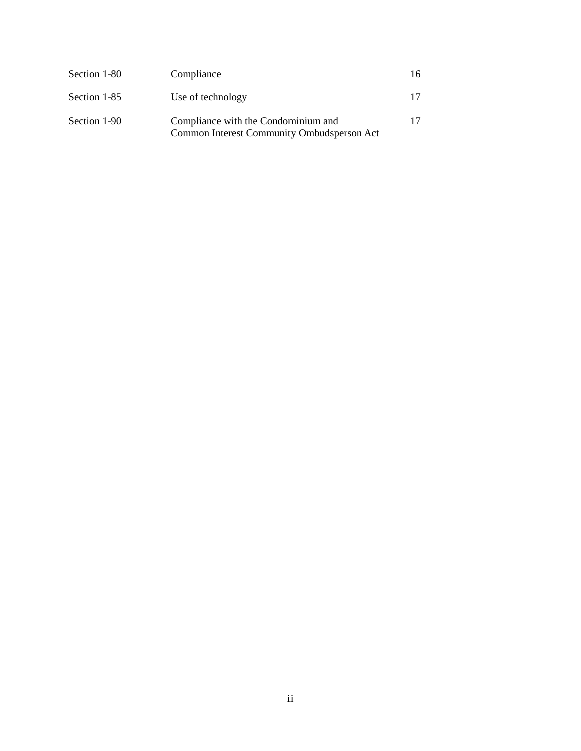| | | |
|---|---|---|
| Section 1-80 | Compliance | 16 |
| Section 1-85 | Use of technology | 17 |
| Section 1-90 | Compliance with the Condominium and Common Interest Community Ombudsperson Act | 17 |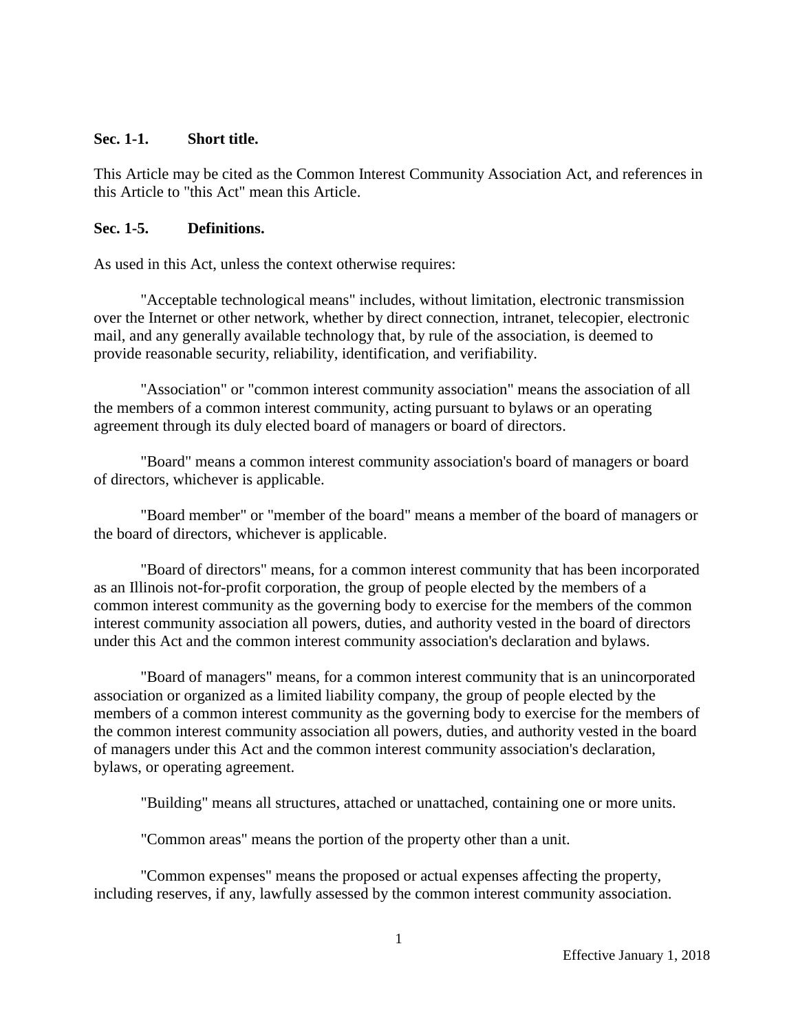**Sec. 1-1. Short title.**

This Article may be cited as the Common Interest Community Association Act, and references in this Article to "this Act" mean this Article.

**Sec. 1-5. Definitions.**

As used in this Act, unless the context otherwise requires:

"Acceptable technological means" includes, without limitation, electronic transmission over the Internet or other network, whether by direct connection, intranet, telecopier, electronic mail, and any generally available technology that, by rule of the association, is deemed to provide reasonable security, reliability, identification, and verifiability.

"Association" or "common interest community association" means the association of all the members of a common interest community, acting pursuant to bylaws or an operating agreement through its duly elected board of managers or board of directors.

"Board" means a common interest community association's board of managers or board of directors, whichever is applicable.

"Board member" or "member of the board" means a member of the board of managers or the board of directors, whichever is applicable.

"Board of directors" means, for a common interest community that has been incorporated as an Illinois not-for-profit corporation, the group of people elected by the members of a common interest community as the governing body to exercise for the members of the common interest community association all powers, duties, and authority vested in the board of directors under this Act and the common interest community association's declaration and bylaws.

"Board of managers" means, for a common interest community that is an unincorporated association or organized as a limited liability company, the group of people elected by the members of a common interest community as the governing body to exercise for the members of the common interest community association all powers, duties, and authority vested in the board of managers under this Act and the common interest community association's declaration, bylaws, or operating agreement.

"Building" means all structures, attached or unattached, containing one or more units.

"Common areas" means the portion of the property other than a unit.

"Common expenses" means the proposed or actual expenses affecting the property, including reserves, if any, lawfully assessed by the common interest community association.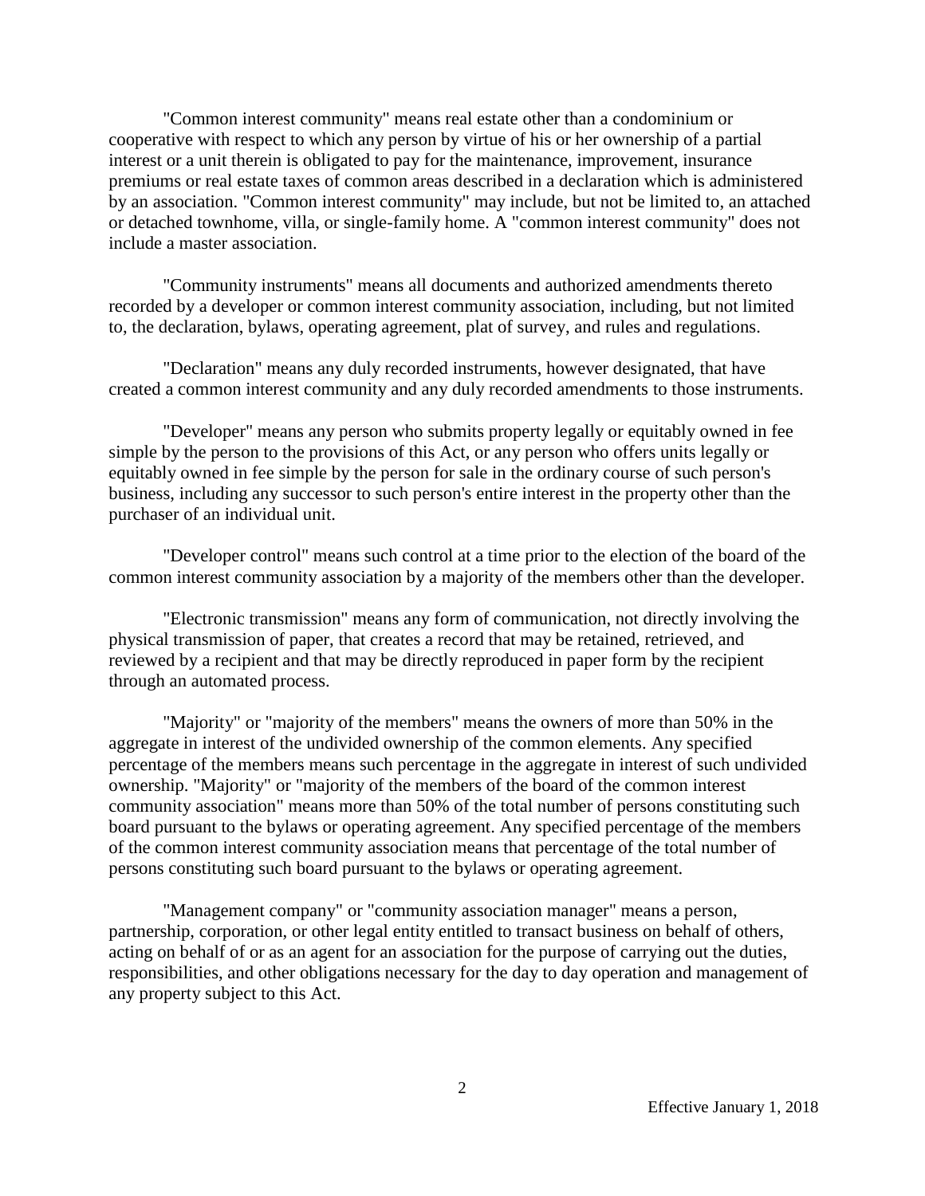"Common interest community" means real estate other than a condominium or cooperative with respect to which any person by virtue of his or her ownership of a partial interest or a unit therein is obligated to pay for the maintenance, improvement, insurance premiums or real estate taxes of common areas described in a declaration which is administered by an association. "Common interest community" may include, but not be limited to, an attached or detached townhome, villa, or single-family home. A "common interest community" does not include a master association.

"Community instruments" means all documents and authorized amendments thereto recorded by a developer or common interest community association, including, but not limited to, the declaration, bylaws, operating agreement, plat of survey, and rules and regulations.

"Declaration" means any duly recorded instruments, however designated, that have created a common interest community and any duly recorded amendments to those instruments.

"Developer" means any person who submits property legally or equitably owned in fee simple by the person to the provisions of this Act, or any person who offers units legally or equitably owned in fee simple by the person for sale in the ordinary course of such person's business, including any successor to such person's entire interest in the property other than the purchaser of an individual unit.

"Developer control" means such control at a time prior to the election of the board of the common interest community association by a majority of the members other than the developer.

"Electronic transmission" means any form of communication, not directly involving the physical transmission of paper, that creates a record that may be retained, retrieved, and reviewed by a recipient and that may be directly reproduced in paper form by the recipient through an automated process.

"Majority" or "majority of the members" means the owners of more than 50% in the aggregate in interest of the undivided ownership of the common elements. Any specified percentage of the members means such percentage in the aggregate in interest of such undivided ownership. "Majority" or "majority of the members of the board of the common interest community association" means more than 50% of the total number of persons constituting such board pursuant to the bylaws or operating agreement. Any specified percentage of the members of the common interest community association means that percentage of the total number of persons constituting such board pursuant to the bylaws or operating agreement.

"Management company" or "community association manager" means a person, partnership, corporation, or other legal entity entitled to transact business on behalf of others, acting on behalf of or as an agent for an association for the purpose of carrying out the duties, responsibilities, and other obligations necessary for the day to day operation and management of any property subject to this Act.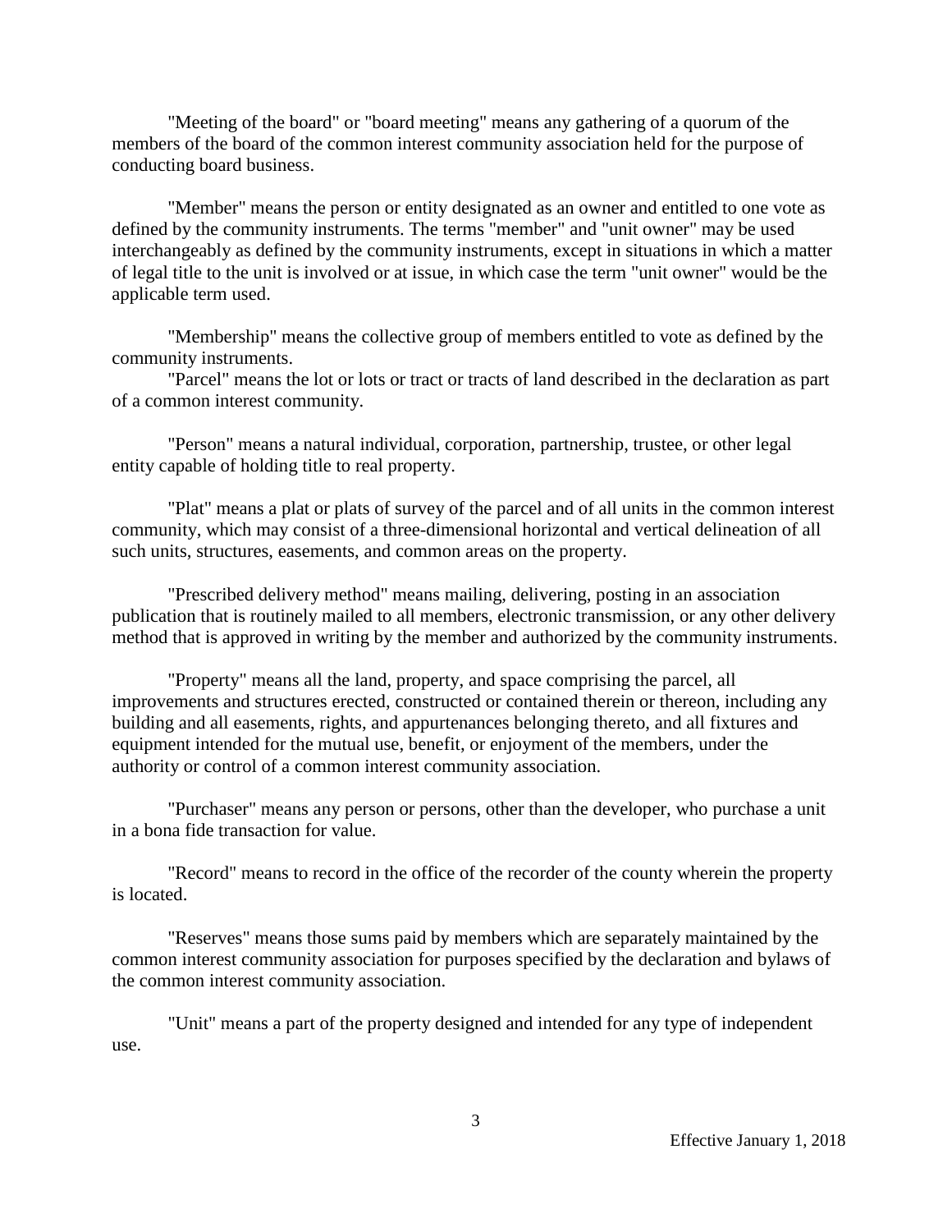"Meeting of the board" or "board meeting" means any gathering of a quorum of the members of the board of the common interest community association held for the purpose of conducting board business.

"Member" means the person or entity designated as an owner and entitled to one vote as defined by the community instruments. The terms "member" and "unit owner" may be used interchangeably as defined by the community instruments, except in situations in which a matter of legal title to the unit is involved or at issue, in which case the term "unit owner" would be the applicable term used.

"Membership" means the collective group of members entitled to vote as defined by the community instruments.

"Parcel" means the lot or lots or tract or tracts of land described in the declaration as part of a common interest community.

"Person" means a natural individual, corporation, partnership, trustee, or other legal entity capable of holding title to real property.

"Plat" means a plat or plats of survey of the parcel and of all units in the common interest community, which may consist of a three-dimensional horizontal and vertical delineation of all such units, structures, easements, and common areas on the property.

"Prescribed delivery method" means mailing, delivering, posting in an association publication that is routinely mailed to all members, electronic transmission, or any other delivery method that is approved in writing by the member and authorized by the community instruments.

"Property" means all the land, property, and space comprising the parcel, all improvements and structures erected, constructed or contained therein or thereon, including any building and all easements, rights, and appurtenances belonging thereto, and all fixtures and equipment intended for the mutual use, benefit, or enjoyment of the members, under the authority or control of a common interest community association.

"Purchaser" means any person or persons, other than the developer, who purchase a unit in a bona fide transaction for value.

"Record" means to record in the office of the recorder of the county wherein the property is located.

"Reserves" means those sums paid by members which are separately maintained by the common interest community association for purposes specified by the declaration and bylaws of the common interest community association.

"Unit" means a part of the property designed and intended for any type of independent use.

Effective January 1, 2018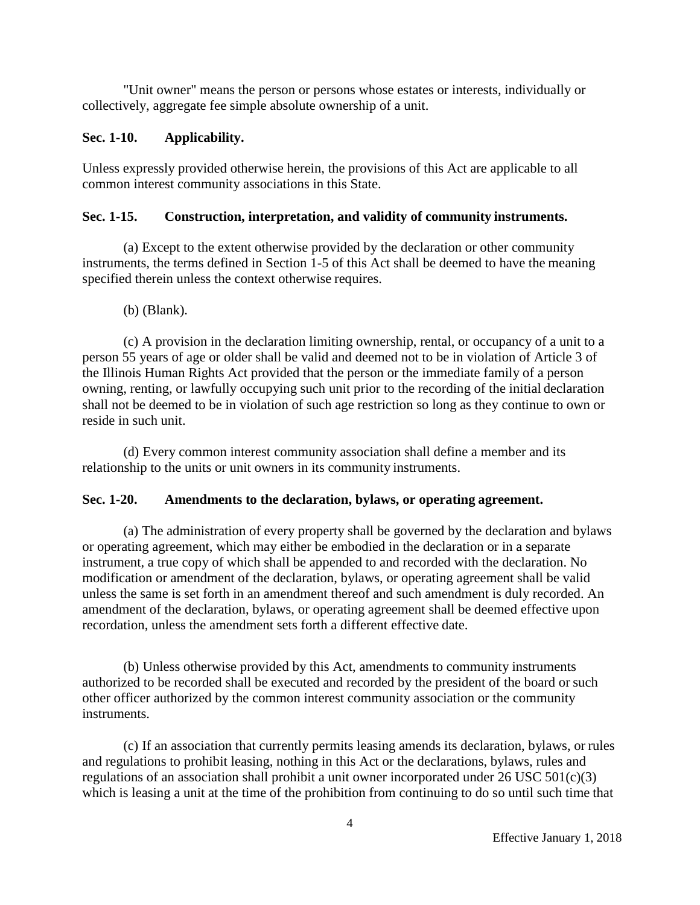"Unit owner" means the person or persons whose estates or interests, individually or collectively, aggregate fee simple absolute ownership of a unit.

**Sec. 1-10. Applicability.**

Unless expressly provided otherwise herein, the provisions of this Act are applicable to all common interest community associations in this State.

**Sec. 1-15. Construction, interpretation, and validity of community instruments.**

(a) Except to the extent otherwise provided by the declaration or other community instruments, the terms defined in Section 1-5 of this Act shall be deemed to have the meaning specified therein unless the context otherwise requires.

(b) (Blank).

(c) A provision in the declaration limiting ownership, rental, or occupancy of a unit to a person 55 years of age or older shall be valid and deemed not to be in violation of Article 3 of the Illinois Human Rights Act provided that the person or the immediate family of a person owning, renting, or lawfully occupying such unit prior to the recording of the initial declaration shall not be deemed to be in violation of such age restriction so long as they continue to own or reside in such unit.

(d) Every common interest community association shall define a member and its relationship to the units or unit owners in its community instruments.

**Sec. 1-20. Amendments to the declaration, bylaws, or operating agreement.**

(a) The administration of every property shall be governed by the declaration and bylaws or operating agreement, which may either be embodied in the declaration or in a separate instrument, a true copy of which shall be appended to and recorded with the declaration. No modification or amendment of the declaration, bylaws, or operating agreement shall be valid unless the same is set forth in an amendment thereof and such amendment is duly recorded. An amendment of the declaration, bylaws, or operating agreement shall be deemed effective upon recordation, unless the amendment sets forth a different effective date.

(b) Unless otherwise provided by this Act, amendments to community instruments authorized to be recorded shall be executed and recorded by the president of the board or such other officer authorized by the common interest community association or the community instruments.

(c) If an association that currently permits leasing amends its declaration, bylaws, or rules and regulations to prohibit leasing, nothing in this Act or the declarations, bylaws, rules and regulations of an association shall prohibit a unit owner incorporated under 26 USC 501(c)(3) which is leasing a unit at the time of the prohibition from continuing to do so until such time that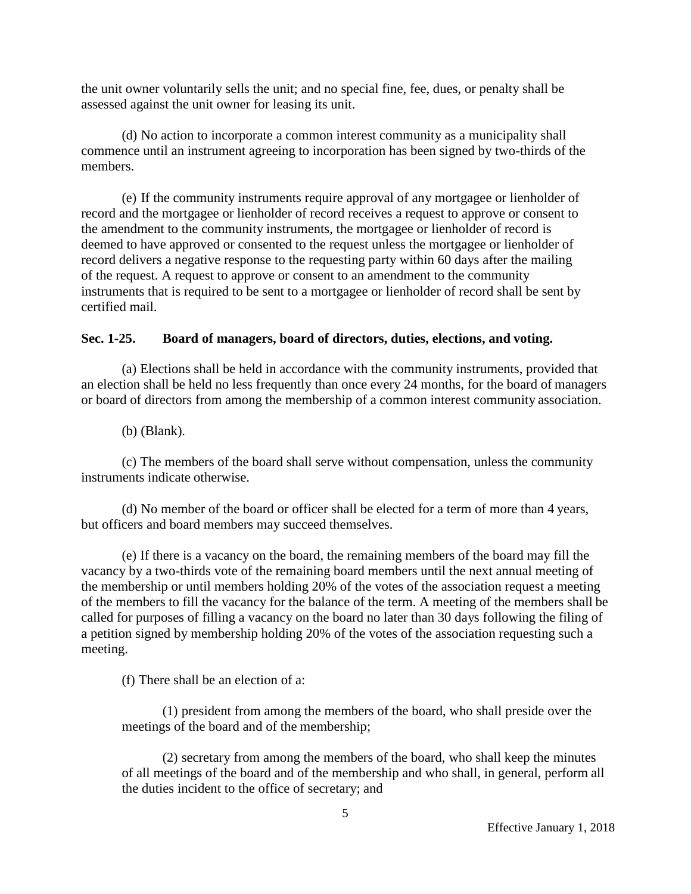the unit owner voluntarily sells the unit; and no special fine, fee, dues, or penalty shall be assessed against the unit owner for leasing its unit.

(d) No action to incorporate a common interest community as a municipality shall commence until an instrument agreeing to incorporation has been signed by two-thirds of the members.

(e) If the community instruments require approval of any mortgagee or lienholder of record and the mortgagee or lienholder of record receives a request to approve or consent to the amendment to the community instruments, the mortgagee or lienholder of record is deemed to have approved or consented to the request unless the mortgagee or lienholder of record delivers a negative response to the requesting party within 60 days after the mailing of the request. A request to approve or consent to an amendment to the community instruments that is required to be sent to a mortgagee or lienholder of record shall be sent by certified mail.

### Sec. 1-25. Board of managers, board of directors, duties, elections, and voting.

(a) Elections shall be held in accordance with the community instruments, provided that an election shall be held no less frequently than once every 24 months, for the board of managers or board of directors from among the membership of a common interest community association.

(b) (Blank).

(c) The members of the board shall serve without compensation, unless the community instruments indicate otherwise.

(d) No member of the board or officer shall be elected for a term of more than 4 years, but officers and board members may succeed themselves.

(e) If there is a vacancy on the board, the remaining members of the board may fill the vacancy by a two-thirds vote of the remaining board members until the next annual meeting of the membership or until members holding 20% of the votes of the association request a meeting of the members to fill the vacancy for the balance of the term. A meeting of the members shall be called for purposes of filling a vacancy on the board no later than 30 days following the filing of a petition signed by membership holding 20% of the votes of the association requesting such a meeting.

(f) There shall be an election of a:

(1) president from among the members of the board, who shall preside over the meetings of the board and of the membership;

(2) secretary from among the members of the board, who shall keep the minutes of all meetings of the board and of the membership and who shall, in general, perform all the duties incident to the office of secretary; and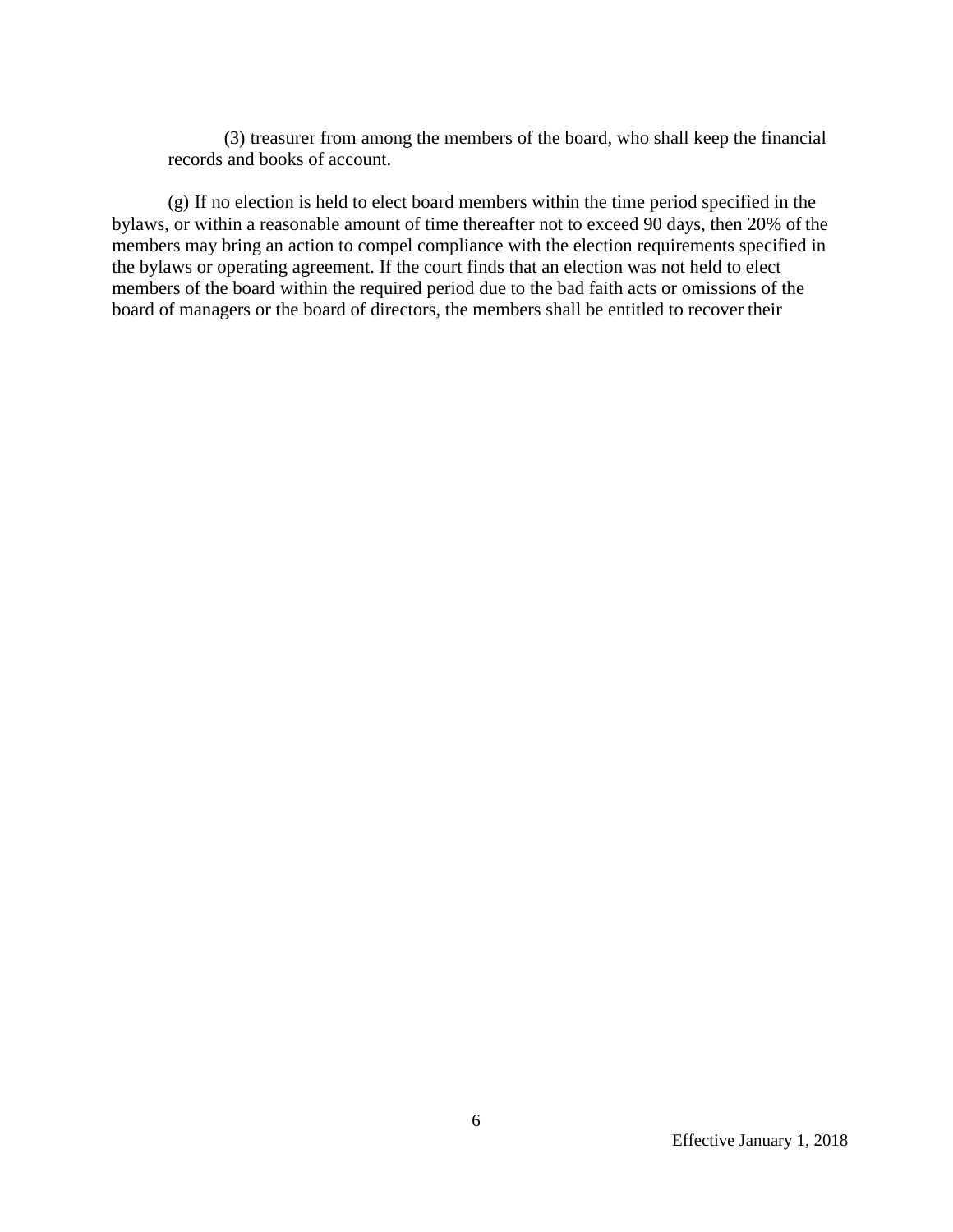(3) treasurer from among the members of the board, who shall keep the financial records and books of account.

(g) If no election is held to elect board members within the time period specified in the bylaws, or within a reasonable amount of time thereafter not to exceed 90 days, then 20% of the members may bring an action to compel compliance with the election requirements specified in the bylaws or operating agreement. If the court finds that an election was not held to elect members of the board within the required period due to the bad faith acts or omissions of the board of managers or the board of directors, the members shall be entitled to recover their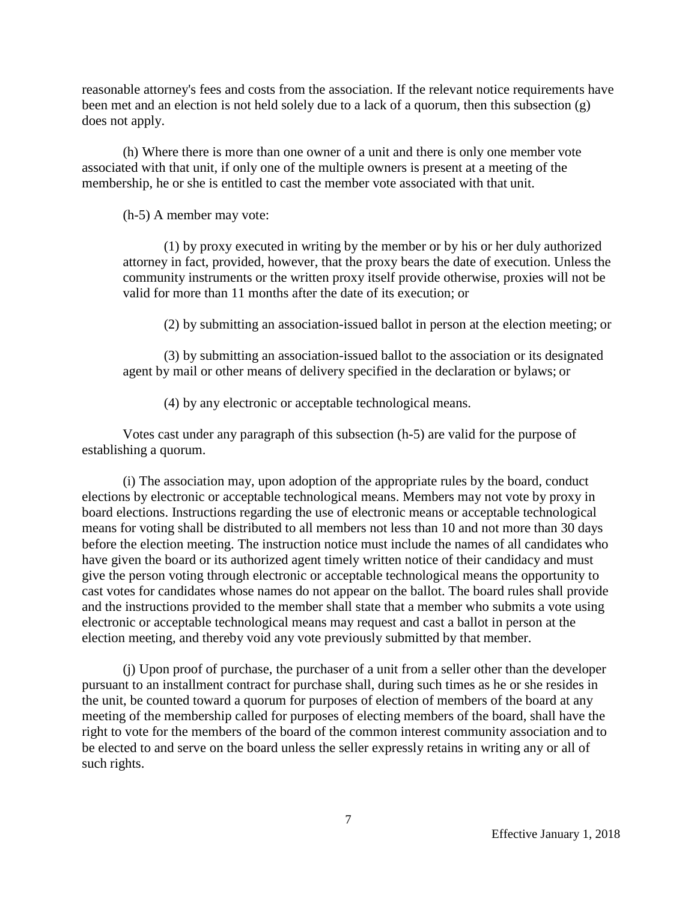reasonable attorney's fees and costs from the association. If the relevant notice requirements have been met and an election is not held solely due to a lack of a quorum, then this subsection (g) does not apply.

(h) Where there is more than one owner of a unit and there is only one member vote associated with that unit, if only one of the multiple owners is present at a meeting of the membership, he or she is entitled to cast the member vote associated with that unit.

(h-5) A member may vote:

(1) by proxy executed in writing by the member or by his or her duly authorized attorney in fact, provided, however, that the proxy bears the date of execution. Unless the community instruments or the written proxy itself provide otherwise, proxies will not be valid for more than 11 months after the date of its execution; or

(2) by submitting an association-issued ballot in person at the election meeting; or

(3) by submitting an association-issued ballot to the association or its designated agent by mail or other means of delivery specified in the declaration or bylaws; or

(4) by any electronic or acceptable technological means.

Votes cast under any paragraph of this subsection (h-5) are valid for the purpose of establishing a quorum.

(i) The association may, upon adoption of the appropriate rules by the board, conduct elections by electronic or acceptable technological means. Members may not vote by proxy in board elections. Instructions regarding the use of electronic means or acceptable technological means for voting shall be distributed to all members not less than 10 and not more than 30 days before the election meeting. The instruction notice must include the names of all candidates who have given the board or its authorized agent timely written notice of their candidacy and must give the person voting through electronic or acceptable technological means the opportunity to cast votes for candidates whose names do not appear on the ballot. The board rules shall provide and the instructions provided to the member shall state that a member who submits a vote using electronic or acceptable technological means may request and cast a ballot in person at the election meeting, and thereby void any vote previously submitted by that member.

(j) Upon proof of purchase, the purchaser of a unit from a seller other than the developer pursuant to an installment contract for purchase shall, during such times as he or she resides in the unit, be counted toward a quorum for purposes of election of members of the board at any meeting of the membership called for purposes of electing members of the board, shall have the right to vote for the members of the board of the common interest community association and to be elected to and serve on the board unless the seller expressly retains in writing any or all of such rights.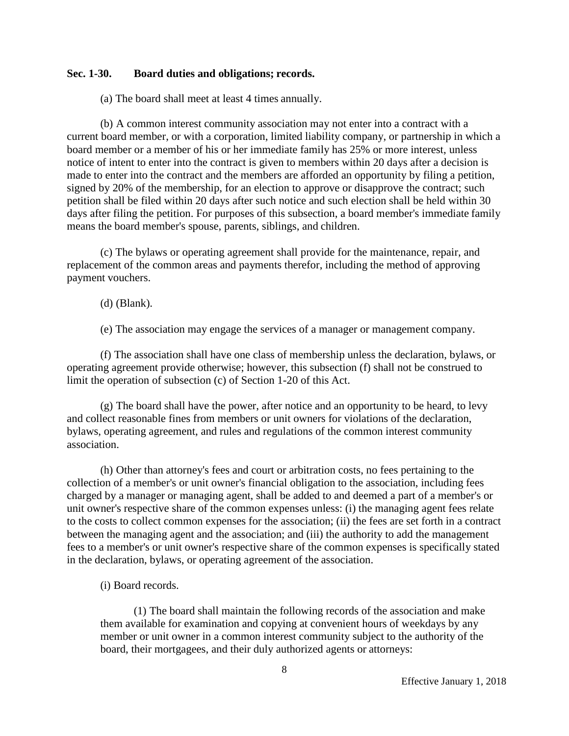### Sec. 1-30. Board duties and obligations; records.

(a) The board shall meet at least 4 times annually.

(b) A common interest community association may not enter into a contract with a current board member, or with a corporation, limited liability company, or partnership in which a board member or a member of his or her immediate family has 25% or more interest, unless notice of intent to enter into the contract is given to members within 20 days after a decision is made to enter into the contract and the members are afforded an opportunity by filing a petition, signed by 20% of the membership, for an election to approve or disapprove the contract; such petition shall be filed within 20 days after such notice and such election shall be held within 30 days after filing the petition. For purposes of this subsection, a board member's immediate family means the board member's spouse, parents, siblings, and children.

(c) The bylaws or operating agreement shall provide for the maintenance, repair, and replacement of the common areas and payments therefor, including the method of approving payment vouchers.

(d) (Blank).

(e) The association may engage the services of a manager or management company.

(f) The association shall have one class of membership unless the declaration, bylaws, or operating agreement provide otherwise; however, this subsection (f) shall not be construed to limit the operation of subsection (c) of Section 1-20 of this Act.

(g) The board shall have the power, after notice and an opportunity to be heard, to levy and collect reasonable fines from members or unit owners for violations of the declaration, bylaws, operating agreement, and rules and regulations of the common interest community association.

(h) Other than attorney's fees and court or arbitration costs, no fees pertaining to the collection of a member's or unit owner's financial obligation to the association, including fees charged by a manager or managing agent, shall be added to and deemed a part of a member's or unit owner's respective share of the common expenses unless: (i) the managing agent fees relate to the costs to collect common expenses for the association; (ii) the fees are set forth in a contract between the managing agent and the association; and (iii) the authority to add the management fees to a member's or unit owner's respective share of the common expenses is specifically stated in the declaration, bylaws, or operating agreement of the association.

(i) Board records.

(1) The board shall maintain the following records of the association and make them available for examination and copying at convenient hours of weekdays by any member or unit owner in a common interest community subject to the authority of the board, their mortgagees, and their duly authorized agents or attorneys: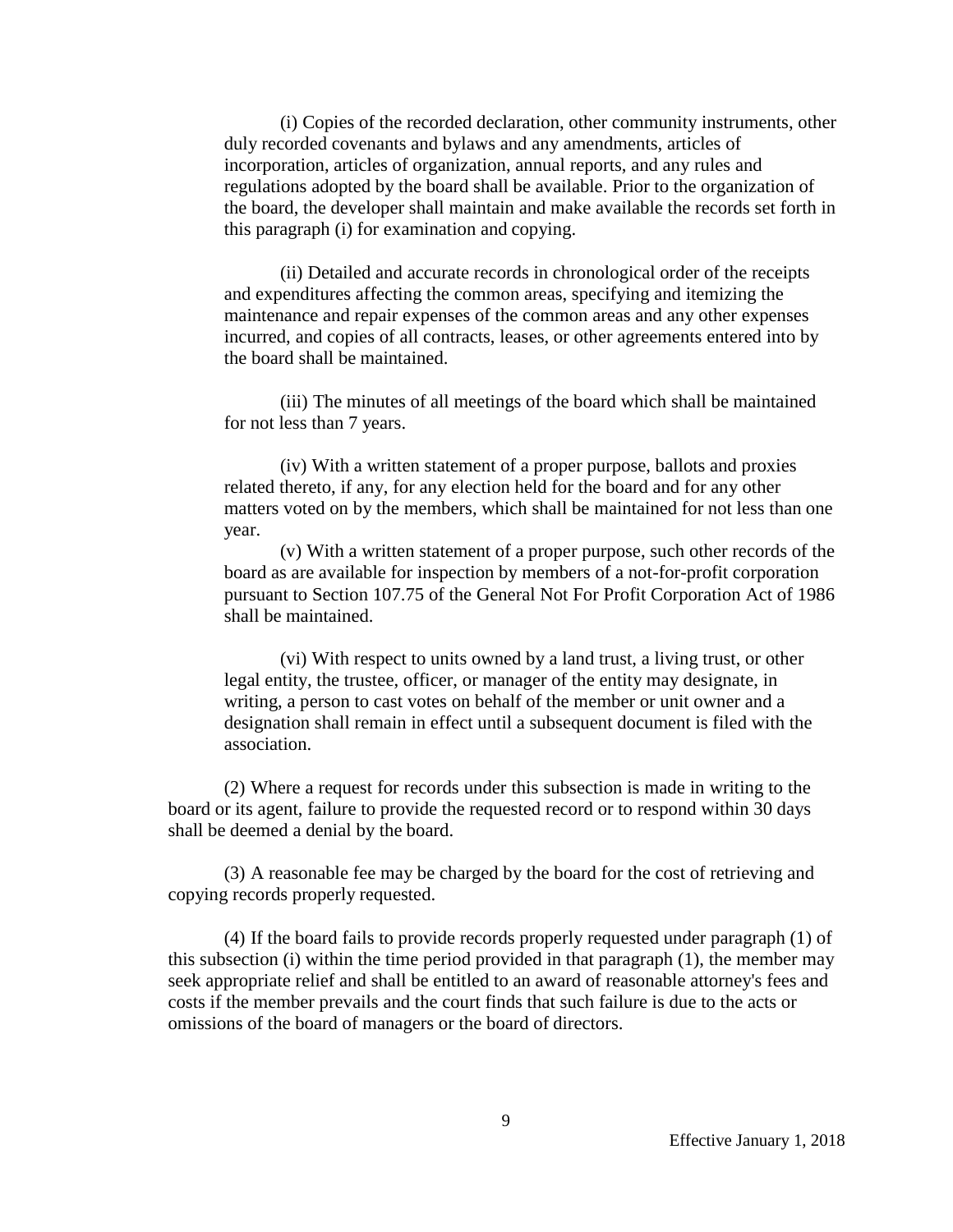(i) Copies of the recorded declaration, other community instruments, other duly recorded covenants and bylaws and any amendments, articles of incorporation, articles of organization, annual reports, and any rules and regulations adopted by the board shall be available. Prior to the organization of the board, the developer shall maintain and make available the records set forth in this paragraph (i) for examination and copying.

(ii) Detailed and accurate records in chronological order of the receipts and expenditures affecting the common areas, specifying and itemizing the maintenance and repair expenses of the common areas and any other expenses incurred, and copies of all contracts, leases, or other agreements entered into by the board shall be maintained.

(iii) The minutes of all meetings of the board which shall be maintained for not less than 7 years.

(iv) With a written statement of a proper purpose, ballots and proxies related thereto, if any, for any election held for the board and for any other matters voted on by the members, which shall be maintained for not less than one year.

(v) With a written statement of a proper purpose, such other records of the board as are available for inspection by members of a not-for-profit corporation pursuant to Section 107.75 of the General Not For Profit Corporation Act of 1986 shall be maintained.

(vi) With respect to units owned by a land trust, a living trust, or other legal entity, the trustee, officer, or manager of the entity may designate, in writing, a person to cast votes on behalf of the member or unit owner and a designation shall remain in effect until a subsequent document is filed with the association.

(2) Where a request for records under this subsection is made in writing to the board or its agent, failure to provide the requested record or to respond within 30 days shall be deemed a denial by the board.

(3) A reasonable fee may be charged by the board for the cost of retrieving and copying records properly requested.

(4) If the board fails to provide records properly requested under paragraph (1) of this subsection (i) within the time period provided in that paragraph (1), the member may seek appropriate relief and shall be entitled to an award of reasonable attorney's fees and costs if the member prevails and the court finds that such failure is due to the acts or omissions of the board of managers or the board of directors.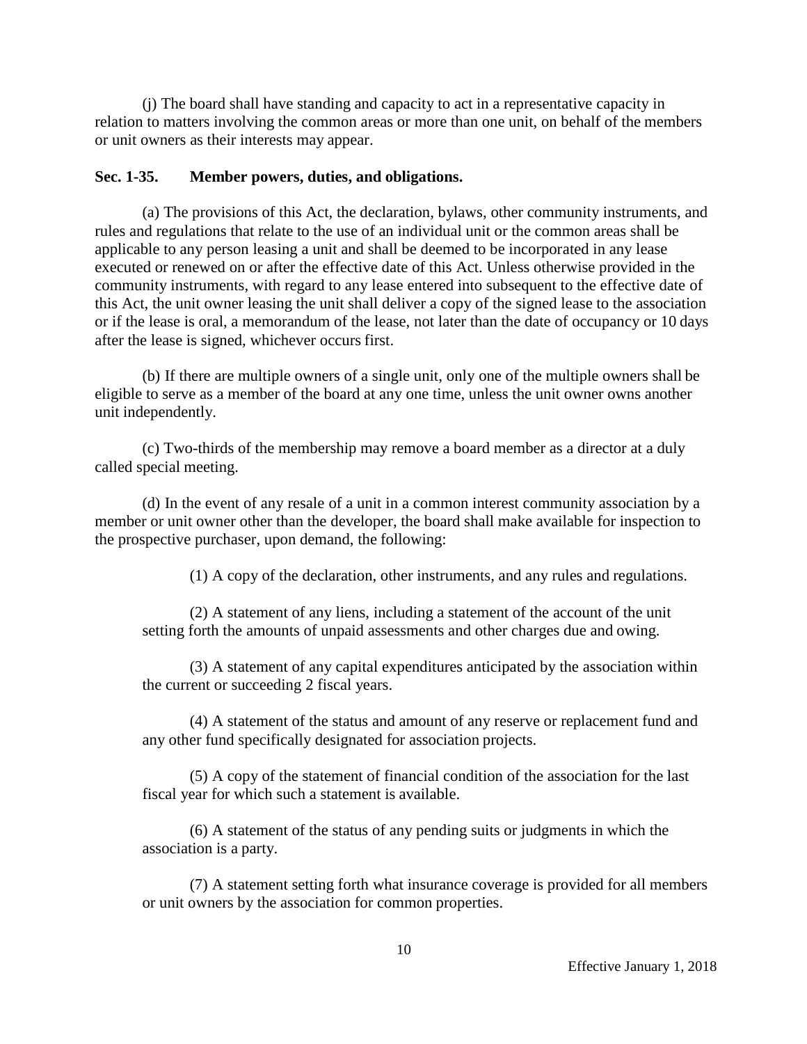(j) The board shall have standing and capacity to act in a representative capacity in relation to matters involving the common areas or more than one unit, on behalf of the members or unit owners as their interests may appear.

**Sec. 1-35. Member powers, duties, and obligations.**

(a) The provisions of this Act, the declaration, bylaws, other community instruments, and rules and regulations that relate to the use of an individual unit or the common areas shall be applicable to any person leasing a unit and shall be deemed to be incorporated in any lease executed or renewed on or after the effective date of this Act. Unless otherwise provided in the community instruments, with regard to any lease entered into subsequent to the effective date of this Act, the unit owner leasing the unit shall deliver a copy of the signed lease to the association or if the lease is oral, a memorandum of the lease, not later than the date of occupancy or 10 days after the lease is signed, whichever occurs first.

(b) If there are multiple owners of a single unit, only one of the multiple owners shall be eligible to serve as a member of the board at any one time, unless the unit owner owns another unit independently.

(c) Two-thirds of the membership may remove a board member as a director at a duly called special meeting.

(d) In the event of any resale of a unit in a common interest community association by a member or unit owner other than the developer, the board shall make available for inspection to the prospective purchaser, upon demand, the following:

(1) A copy of the declaration, other instruments, and any rules and regulations.

(2) A statement of any liens, including a statement of the account of the unit setting forth the amounts of unpaid assessments and other charges due and owing.

(3) A statement of any capital expenditures anticipated by the association within the current or succeeding 2 fiscal years.

(4) A statement of the status and amount of any reserve or replacement fund and any other fund specifically designated for association projects.

(5) A copy of the statement of financial condition of the association for the last fiscal year for which such a statement is available.

(6) A statement of the status of any pending suits or judgments in which the association is a party.

(7) A statement setting forth what insurance coverage is provided for all members or unit owners by the association for common properties.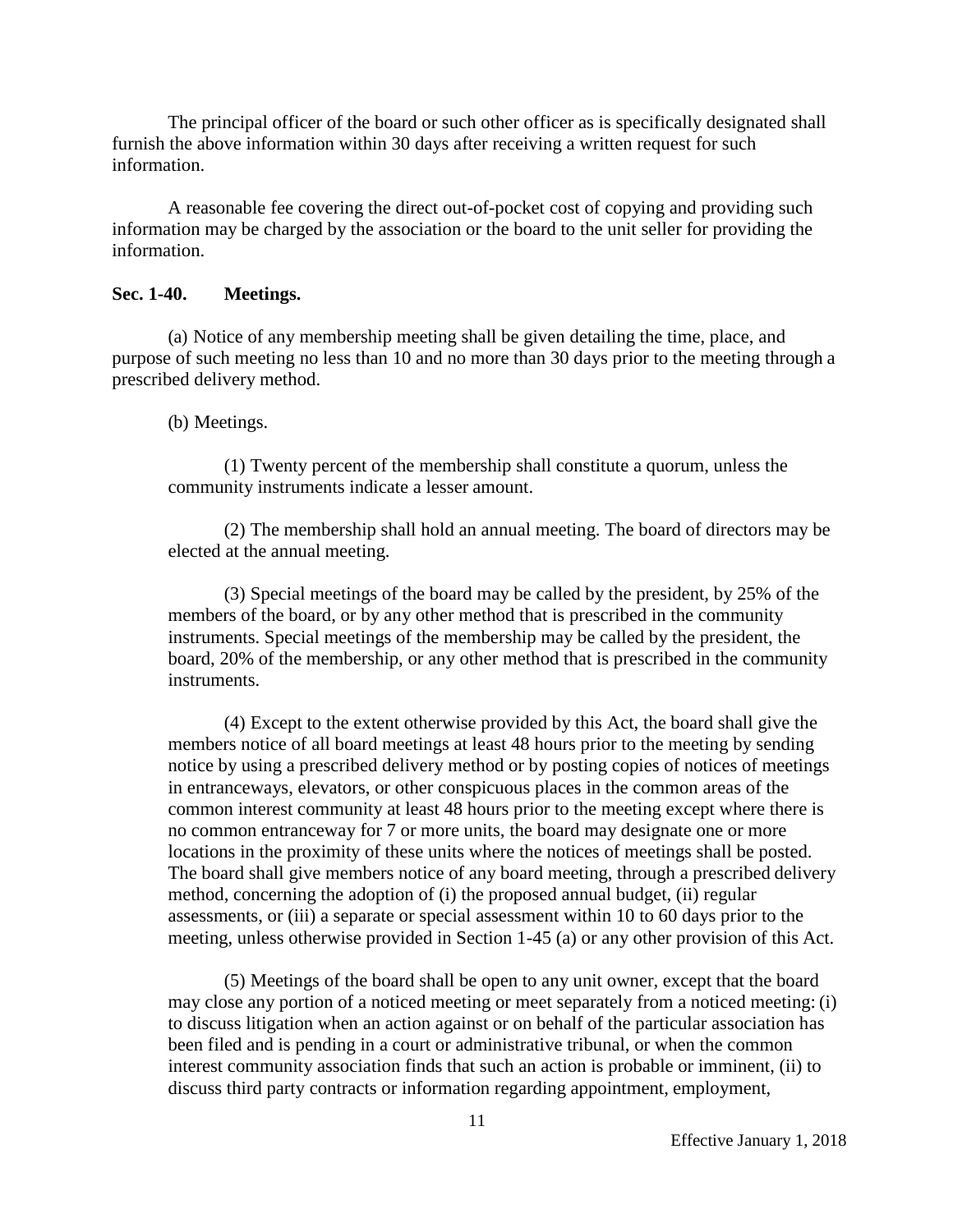The principal officer of the board or such other officer as is specifically designated shall furnish the above information within 30 days after receiving a written request for such information.

A reasonable fee covering the direct out-of-pocket cost of copying and providing such information may be charged by the association or the board to the unit seller for providing the information.

**Sec. 1-40. Meetings.**

(a) Notice of any membership meeting shall be given detailing the time, place, and purpose of such meeting no less than 10 and no more than 30 days prior to the meeting through a prescribed delivery method.

(b) Meetings.

(1) Twenty percent of the membership shall constitute a quorum, unless the community instruments indicate a lesser amount.

(2) The membership shall hold an annual meeting. The board of directors may be elected at the annual meeting.

(3) Special meetings of the board may be called by the president, by 25% of the members of the board, or by any other method that is prescribed in the community instruments. Special meetings of the membership may be called by the president, the board, 20% of the membership, or any other method that is prescribed in the community instruments.

(4) Except to the extent otherwise provided by this Act, the board shall give the members notice of all board meetings at least 48 hours prior to the meeting by sending notice by using a prescribed delivery method or by posting copies of notices of meetings in entranceways, elevators, or other conspicuous places in the common areas of the common interest community at least 48 hours prior to the meeting except where there is no common entranceway for 7 or more units, the board may designate one or more locations in the proximity of these units where the notices of meetings shall be posted. The board shall give members notice of any board meeting, through a prescribed delivery method, concerning the adoption of (i) the proposed annual budget, (ii) regular assessments, or (iii) a separate or special assessment within 10 to 60 days prior to the meeting, unless otherwise provided in Section 1-45 (a) or any other provision of this Act.

(5) Meetings of the board shall be open to any unit owner, except that the board may close any portion of a noticed meeting or meet separately from a noticed meeting: (i) to discuss litigation when an action against or on behalf of the particular association has been filed and is pending in a court or administrative tribunal, or when the common interest community association finds that such an action is probable or imminent, (ii) to discuss third party contracts or information regarding appointment, employment,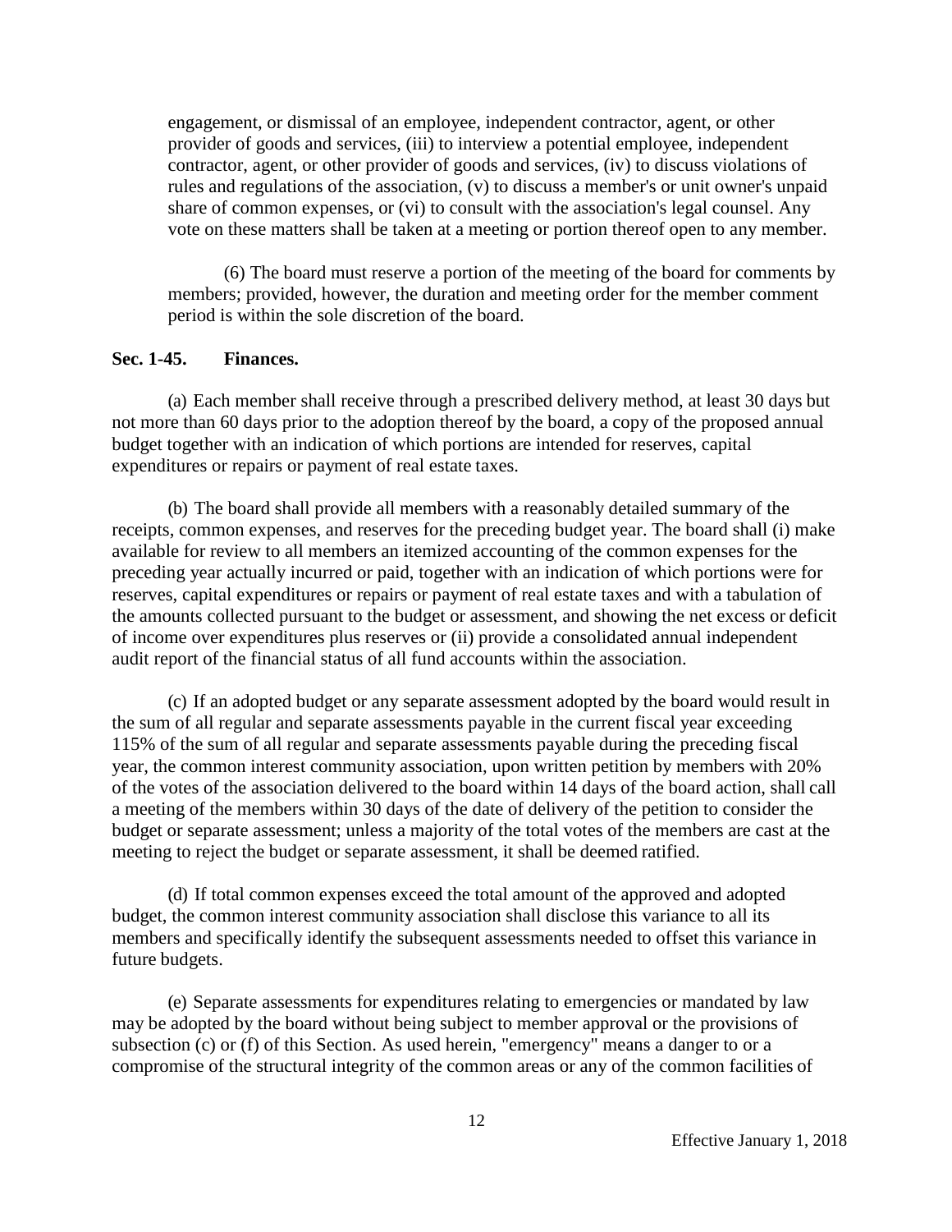engagement, or dismissal of an employee, independent contractor, agent, or other provider of goods and services, (iii) to interview a potential employee, independent contractor, agent, or other provider of goods and services, (iv) to discuss violations of rules and regulations of the association, (v) to discuss a member's or unit owner's unpaid share of common expenses, or (vi) to consult with the association's legal counsel. Any vote on these matters shall be taken at a meeting or portion thereof open to any member.

(6) The board must reserve a portion of the meeting of the board for comments by members; provided, however, the duration and meeting order for the member comment period is within the sole discretion of the board.

**Sec. 1-45. Finances.**

(a) Each member shall receive through a prescribed delivery method, at least 30 days but not more than 60 days prior to the adoption thereof by the board, a copy of the proposed annual budget together with an indication of which portions are intended for reserves, capital expenditures or repairs or payment of real estate taxes.

(b) The board shall provide all members with a reasonably detailed summary of the receipts, common expenses, and reserves for the preceding budget year. The board shall (i) make available for review to all members an itemized accounting of the common expenses for the preceding year actually incurred or paid, together with an indication of which portions were for reserves, capital expenditures or repairs or payment of real estate taxes and with a tabulation of the amounts collected pursuant to the budget or assessment, and showing the net excess or deficit of income over expenditures plus reserves or (ii) provide a consolidated annual independent audit report of the financial status of all fund accounts within the association.

(c) If an adopted budget or any separate assessment adopted by the board would result in the sum of all regular and separate assessments payable in the current fiscal year exceeding 115% of the sum of all regular and separate assessments payable during the preceding fiscal year, the common interest community association, upon written petition by members with 20% of the votes of the association delivered to the board within 14 days of the board action, shall call a meeting of the members within 30 days of the date of delivery of the petition to consider the budget or separate assessment; unless a majority of the total votes of the members are cast at the meeting to reject the budget or separate assessment, it shall be deemed ratified.

(d) If total common expenses exceed the total amount of the approved and adopted budget, the common interest community association shall disclose this variance to all its members and specifically identify the subsequent assessments needed to offset this variance in future budgets.

(e) Separate assessments for expenditures relating to emergencies or mandated by law may be adopted by the board without being subject to member approval or the provisions of subsection (c) or (f) of this Section. As used herein, "emergency" means a danger to or a compromise of the structural integrity of the common areas or any of the common facilities of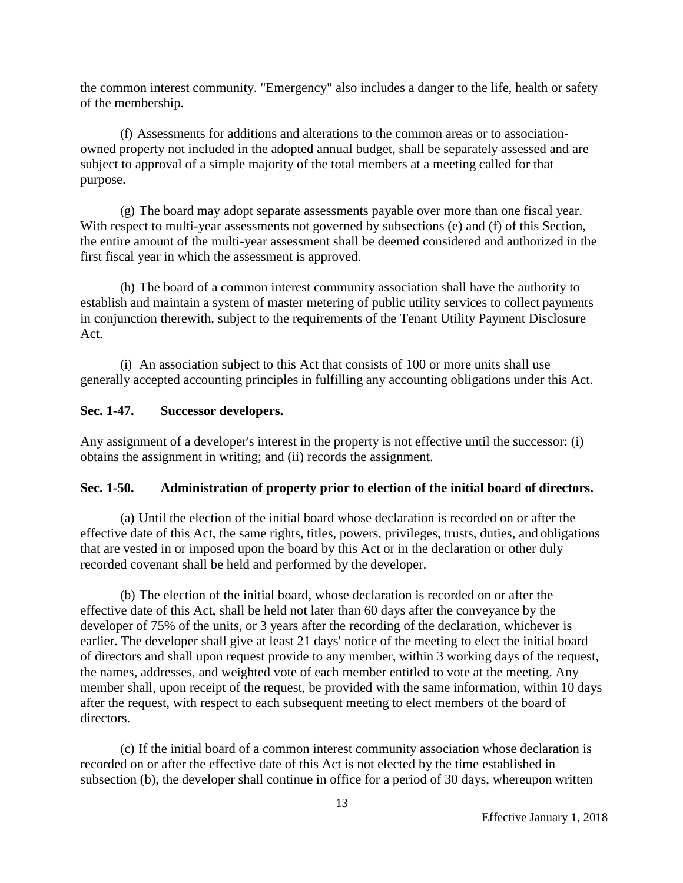the common interest community. "Emergency" also includes a danger to the life, health or safety of the membership.

(f) Assessments for additions and alterations to the common areas or to association-owned property not included in the adopted annual budget, shall be separately assessed and are subject to approval of a simple majority of the total members at a meeting called for that purpose.

(g) The board may adopt separate assessments payable over more than one fiscal year. With respect to multi-year assessments not governed by subsections (e) and (f) of this Section, the entire amount of the multi-year assessment shall be deemed considered and authorized in the first fiscal year in which the assessment is approved.

(h) The board of a common interest community association shall have the authority to establish and maintain a system of master metering of public utility services to collect payments in conjunction therewith, subject to the requirements of the Tenant Utility Payment Disclosure Act.

(i) An association subject to this Act that consists of 100 or more units shall use generally accepted accounting principles in fulfilling any accounting obligations under this Act.

**Sec. 1-47. Successor developers.**

Any assignment of a developer's interest in the property is not effective until the successor: (i) obtains the assignment in writing; and (ii) records the assignment.

**Sec. 1-50. Administration of property prior to election of the initial board of directors.**

(a) Until the election of the initial board whose declaration is recorded on or after the effective date of this Act, the same rights, titles, powers, privileges, trusts, duties, and obligations that are vested in or imposed upon the board by this Act or in the declaration or other duly recorded covenant shall be held and performed by the developer.

(b) The election of the initial board, whose declaration is recorded on or after the effective date of this Act, shall be held not later than 60 days after the conveyance by the developer of 75% of the units, or 3 years after the recording of the declaration, whichever is earlier. The developer shall give at least 21 days' notice of the meeting to elect the initial board of directors and shall upon request provide to any member, within 3 working days of the request, the names, addresses, and weighted vote of each member entitled to vote at the meeting. Any member shall, upon receipt of the request, be provided with the same information, within 10 days after the request, with respect to each subsequent meeting to elect members of the board of directors.

(c) If the initial board of a common interest community association whose declaration is recorded on or after the effective date of this Act is not elected by the time established in subsection (b), the developer shall continue in office for a period of 30 days, whereupon written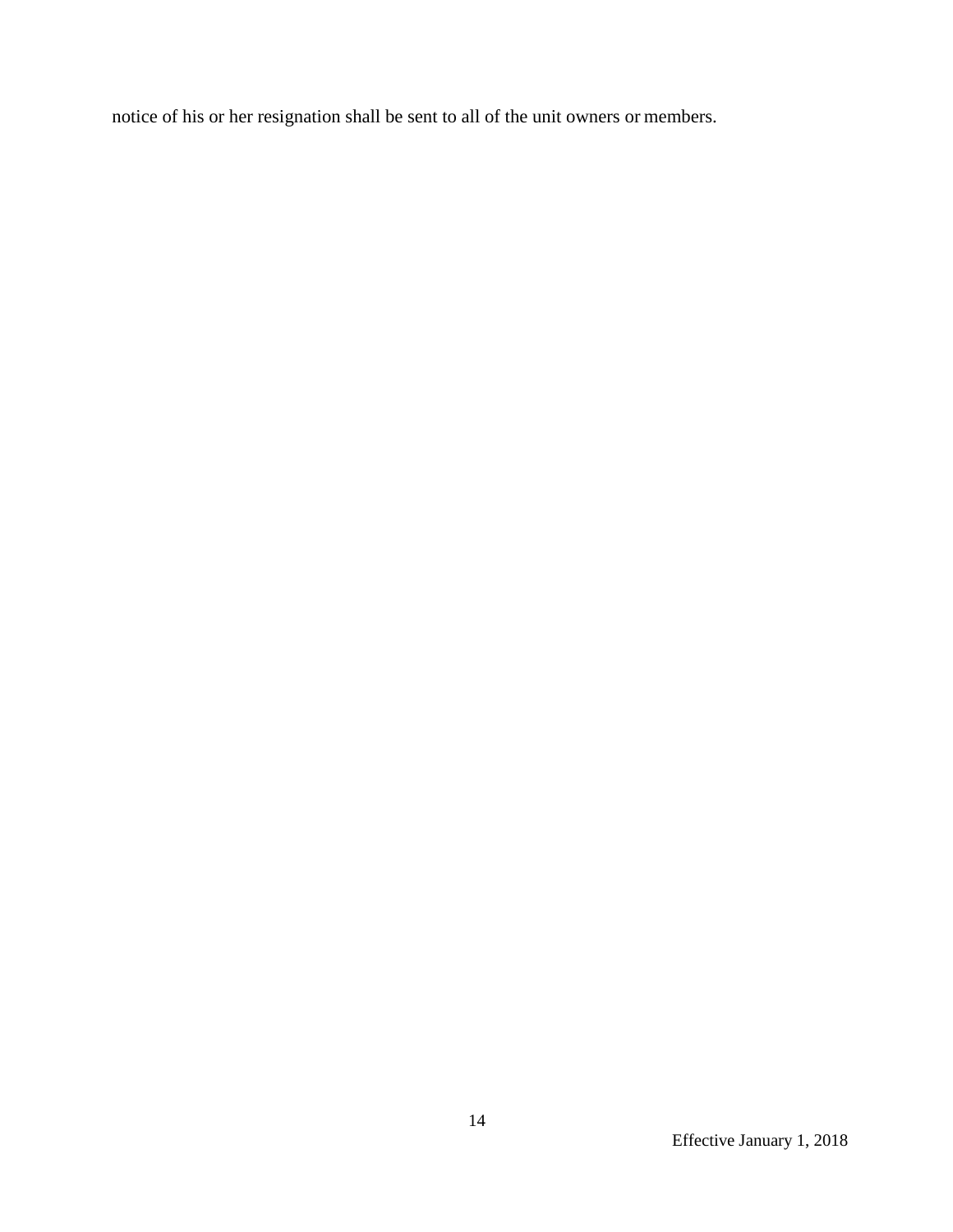notice of his or her resignation shall be sent to all of the unit owners or members.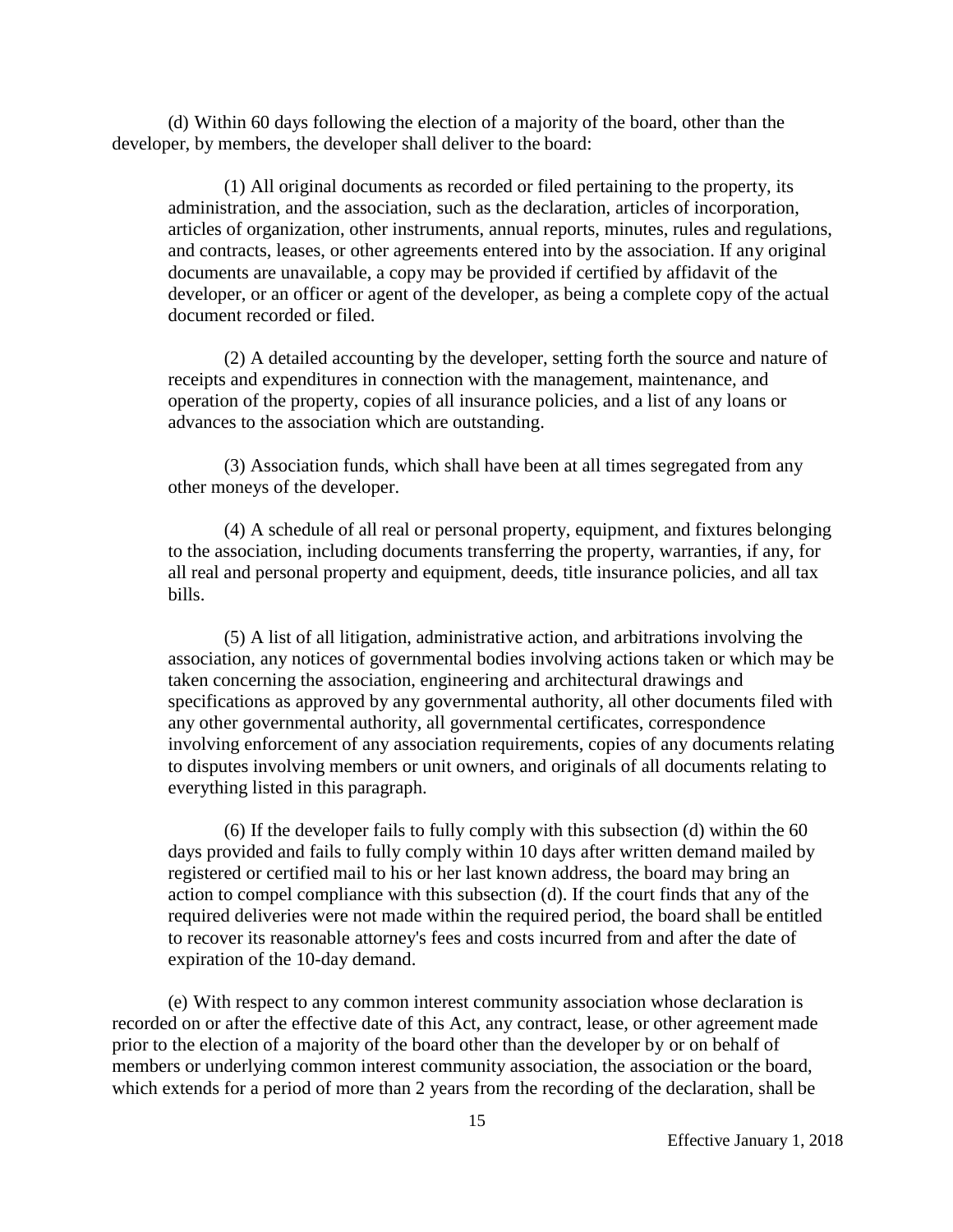(d) Within 60 days following the election of a majority of the board, other than the developer, by members, the developer shall deliver to the board:

(1) All original documents as recorded or filed pertaining to the property, its administration, and the association, such as the declaration, articles of incorporation, articles of organization, other instruments, annual reports, minutes, rules and regulations, and contracts, leases, or other agreements entered into by the association. If any original documents are unavailable, a copy may be provided if certified by affidavit of the developer, or an officer or agent of the developer, as being a complete copy of the actual document recorded or filed.

(2) A detailed accounting by the developer, setting forth the source and nature of receipts and expenditures in connection with the management, maintenance, and operation of the property, copies of all insurance policies, and a list of any loans or advances to the association which are outstanding.

(3) Association funds, which shall have been at all times segregated from any other moneys of the developer.

(4) A schedule of all real or personal property, equipment, and fixtures belonging to the association, including documents transferring the property, warranties, if any, for all real and personal property and equipment, deeds, title insurance policies, and all tax bills.

(5) A list of all litigation, administrative action, and arbitrations involving the association, any notices of governmental bodies involving actions taken or which may be taken concerning the association, engineering and architectural drawings and specifications as approved by any governmental authority, all other documents filed with any other governmental authority, all governmental certificates, correspondence involving enforcement of any association requirements, copies of any documents relating to disputes involving members or unit owners, and originals of all documents relating to everything listed in this paragraph.

(6) If the developer fails to fully comply with this subsection (d) within the 60 days provided and fails to fully comply within 10 days after written demand mailed by registered or certified mail to his or her last known address, the board may bring an action to compel compliance with this subsection (d). If the court finds that any of the required deliveries were not made within the required period, the board shall be entitled to recover its reasonable attorney's fees and costs incurred from and after the date of expiration of the 10-day demand.

(e) With respect to any common interest community association whose declaration is recorded on or after the effective date of this Act, any contract, lease, or other agreement made prior to the election of a majority of the board other than the developer by or on behalf of members or underlying common interest community association, the association or the board, which extends for a period of more than 2 years from the recording of the declaration, shall be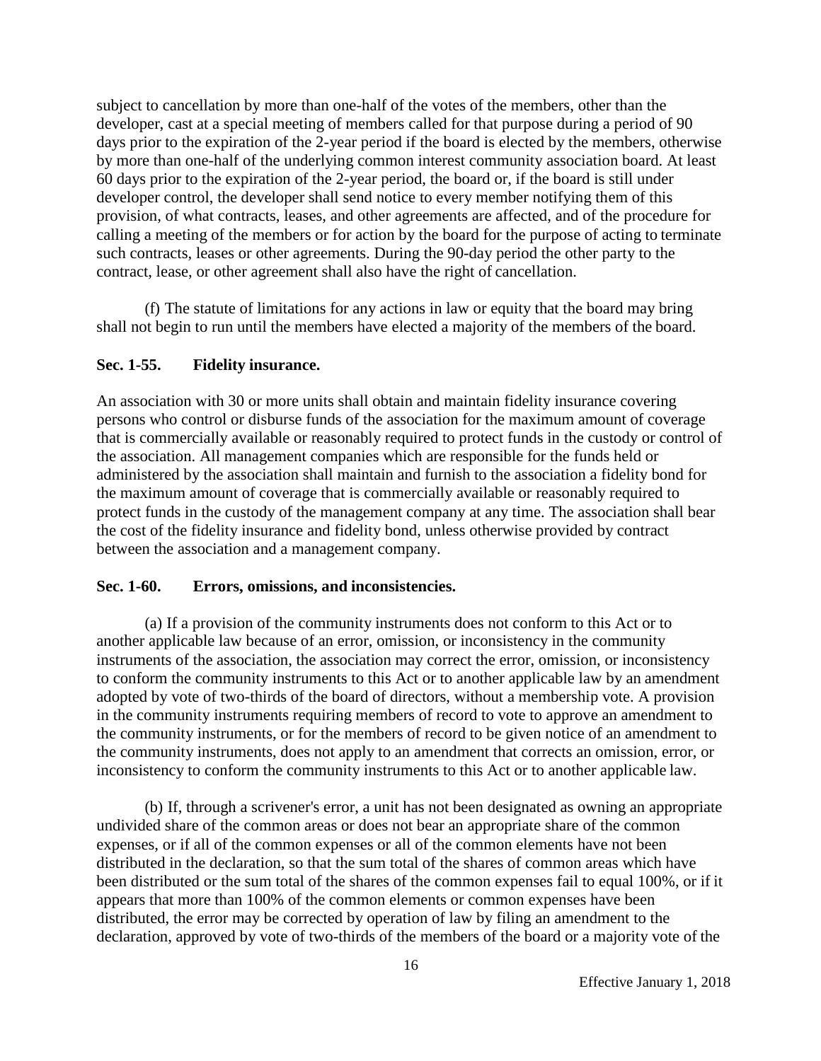subject to cancellation by more than one-half of the votes of the members, other than the developer, cast at a special meeting of members called for that purpose during a period of 90 days prior to the expiration of the 2-year period if the board is elected by the members, otherwise by more than one-half of the underlying common interest community association board. At least 60 days prior to the expiration of the 2-year period, the board or, if the board is still under developer control, the developer shall send notice to every member notifying them of this provision, of what contracts, leases, and other agreements are affected, and of the procedure for calling a meeting of the members or for action by the board for the purpose of acting to terminate such contracts, leases or other agreements. During the 90-day period the other party to the contract, lease, or other agreement shall also have the right of cancellation.

(f) The statute of limitations for any actions in law or equity that the board may bring shall not begin to run until the members have elected a majority of the members of the board.

**Sec. 1-55. Fidelity insurance.**

An association with 30 or more units shall obtain and maintain fidelity insurance covering persons who control or disburse funds of the association for the maximum amount of coverage that is commercially available or reasonably required to protect funds in the custody or control of the association. All management companies which are responsible for the funds held or administered by the association shall maintain and furnish to the association a fidelity bond for the maximum amount of coverage that is commercially available or reasonably required to protect funds in the custody of the management company at any time. The association shall bear the cost of the fidelity insurance and fidelity bond, unless otherwise provided by contract between the association and a management company.

**Sec. 1-60. Errors, omissions, and inconsistencies.**

(a) If a provision of the community instruments does not conform to this Act or to another applicable law because of an error, omission, or inconsistency in the community instruments of the association, the association may correct the error, omission, or inconsistency to conform the community instruments to this Act or to another applicable law by an amendment adopted by vote of two-thirds of the board of directors, without a membership vote. A provision in the community instruments requiring members of record to vote to approve an amendment to the community instruments, or for the members of record to be given notice of an amendment to the community instruments, does not apply to an amendment that corrects an omission, error, or inconsistency to conform the community instruments to this Act or to another applicable law.

(b) If, through a scrivener's error, a unit has not been designated as owning an appropriate undivided share of the common areas or does not bear an appropriate share of the common expenses, or if all of the common expenses or all of the common elements have not been distributed in the declaration, so that the sum total of the shares of common areas which have been distributed or the sum total of the shares of the common expenses fail to equal 100%, or if it appears that more than 100% of the common elements or common expenses have been distributed, the error may be corrected by operation of law by filing an amendment to the declaration, approved by vote of two-thirds of the members of the board or a majority vote of the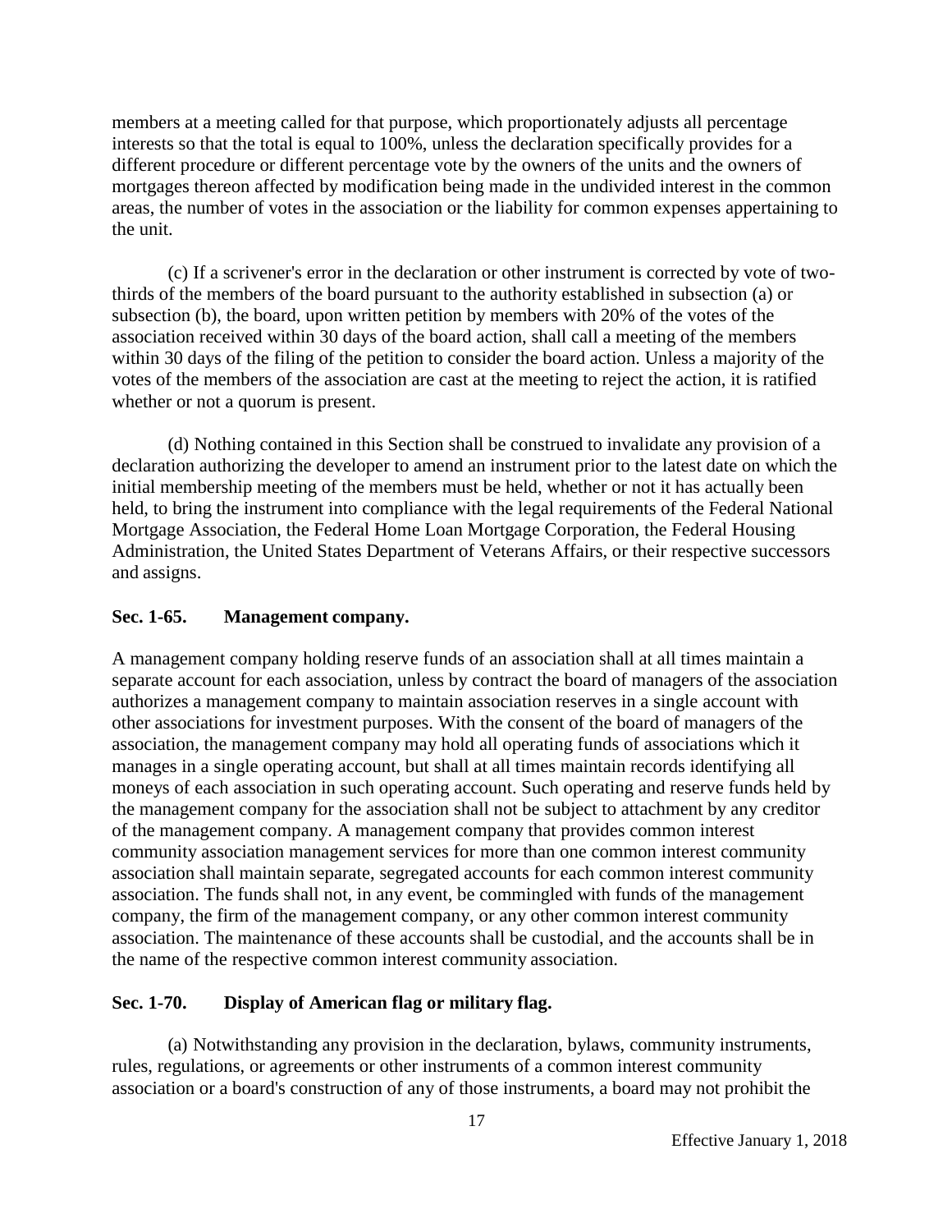members at a meeting called for that purpose, which proportionately adjusts all percentage interests so that the total is equal to 100%, unless the declaration specifically provides for a different procedure or different percentage vote by the owners of the units and the owners of mortgages thereon affected by modification being made in the undivided interest in the common areas, the number of votes in the association or the liability for common expenses appertaining to the unit.

(c) If a scrivener's error in the declaration or other instrument is corrected by vote of two-thirds of the members of the board pursuant to the authority established in subsection (a) or subsection (b), the board, upon written petition by members with 20% of the votes of the association received within 30 days of the board action, shall call a meeting of the members within 30 days of the filing of the petition to consider the board action. Unless a majority of the votes of the members of the association are cast at the meeting to reject the action, it is ratified whether or not a quorum is present.

(d) Nothing contained in this Section shall be construed to invalidate any provision of a declaration authorizing the developer to amend an instrument prior to the latest date on which the initial membership meeting of the members must be held, whether or not it has actually been held, to bring the instrument into compliance with the legal requirements of the Federal National Mortgage Association, the Federal Home Loan Mortgage Corporation, the Federal Housing Administration, the United States Department of Veterans Affairs, or their respective successors and assigns.

**Sec. 1-65. Management company.**

A management company holding reserve funds of an association shall at all times maintain a separate account for each association, unless by contract the board of managers of the association authorizes a management company to maintain association reserves in a single account with other associations for investment purposes. With the consent of the board of managers of the association, the management company may hold all operating funds of associations which it manages in a single operating account, but shall at all times maintain records identifying all moneys of each association in such operating account. Such operating and reserve funds held by the management company for the association shall not be subject to attachment by any creditor of the management company. A management company that provides common interest community association management services for more than one common interest community association shall maintain separate, segregated accounts for each common interest community association. The funds shall not, in any event, be commingled with funds of the management company, the firm of the management company, or any other common interest community association. The maintenance of these accounts shall be custodial, and the accounts shall be in the name of the respective common interest community association.

**Sec. 1-70. Display of American flag or military flag.**

(a) Notwithstanding any provision in the declaration, bylaws, community instruments, rules, regulations, or agreements or other instruments of a common interest community association or a board's construction of any of those instruments, a board may not prohibit the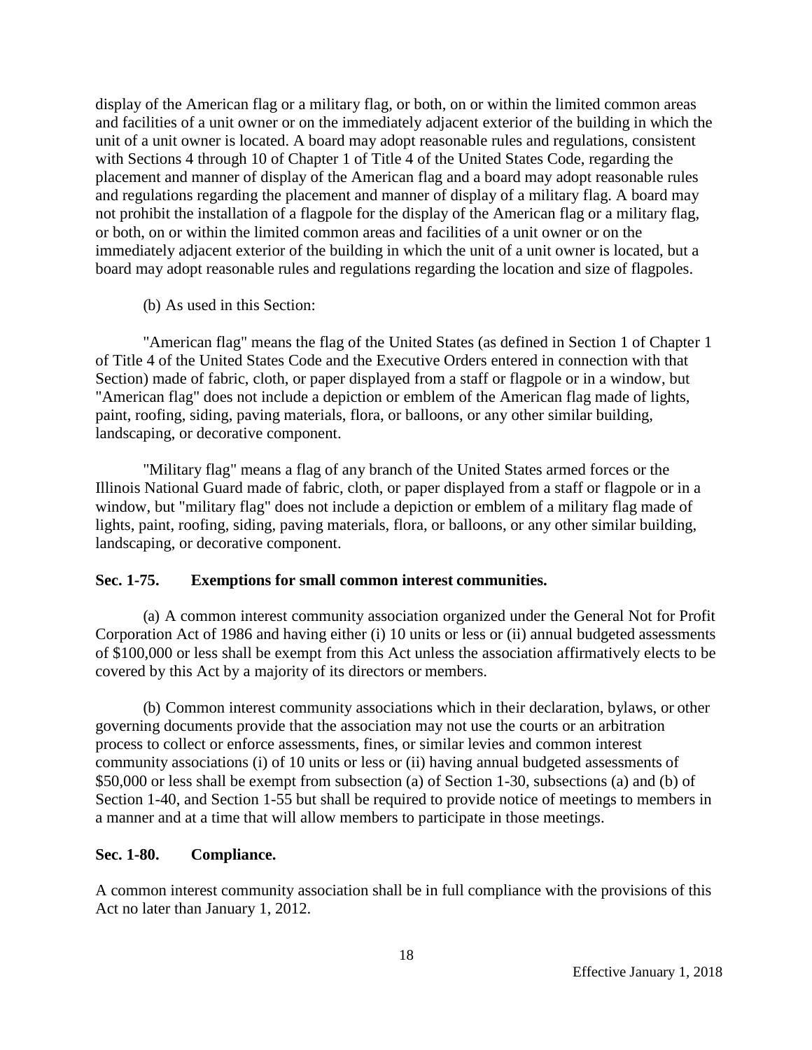display of the American flag or a military flag, or both, on or within the limited common areas and facilities of a unit owner or on the immediately adjacent exterior of the building in which the unit of a unit owner is located. A board may adopt reasonable rules and regulations, consistent with Sections 4 through 10 of Chapter 1 of Title 4 of the United States Code, regarding the placement and manner of display of the American flag and a board may adopt reasonable rules and regulations regarding the placement and manner of display of a military flag. A board may not prohibit the installation of a flagpole for the display of the American flag or a military flag, or both, on or within the limited common areas and facilities of a unit owner or on the immediately adjacent exterior of the building in which the unit of a unit owner is located, but a board may adopt reasonable rules and regulations regarding the location and size of flagpoles.

(b) As used in this Section:

"American flag" means the flag of the United States (as defined in Section 1 of Chapter 1 of Title 4 of the United States Code and the Executive Orders entered in connection with that Section) made of fabric, cloth, or paper displayed from a staff or flagpole or in a window, but "American flag" does not include a depiction or emblem of the American flag made of lights, paint, roofing, siding, paving materials, flora, or balloons, or any other similar building, landscaping, or decorative component.

"Military flag" means a flag of any branch of the United States armed forces or the Illinois National Guard made of fabric, cloth, or paper displayed from a staff or flagpole or in a window, but "military flag" does not include a depiction or emblem of a military flag made of lights, paint, roofing, siding, paving materials, flora, or balloons, or any other similar building, landscaping, or decorative component.

**Sec. 1-75. Exemptions for small common interest communities.**

(a) A common interest community association organized under the General Not for Profit Corporation Act of 1986 and having either (i) 10 units or less or (ii) annual budgeted assessments of $100,000 or less shall be exempt from this Act unless the association affirmatively elects to be covered by this Act by a majority of its directors or members.

(b) Common interest community associations which in their declaration, bylaws, or other governing documents provide that the association may not use the courts or an arbitration process to collect or enforce assessments, fines, or similar levies and common interest community associations (i) of 10 units or less or (ii) having annual budgeted assessments of $50,000 or less shall be exempt from subsection (a) of Section 1-30, subsections (a) and (b) of Section 1-40, and Section 1-55 but shall be required to provide notice of meetings to members in a manner and at a time that will allow members to participate in those meetings.

**Sec. 1-80. Compliance.**

A common interest community association shall be in full compliance with the provisions of this Act no later than January 1, 2012.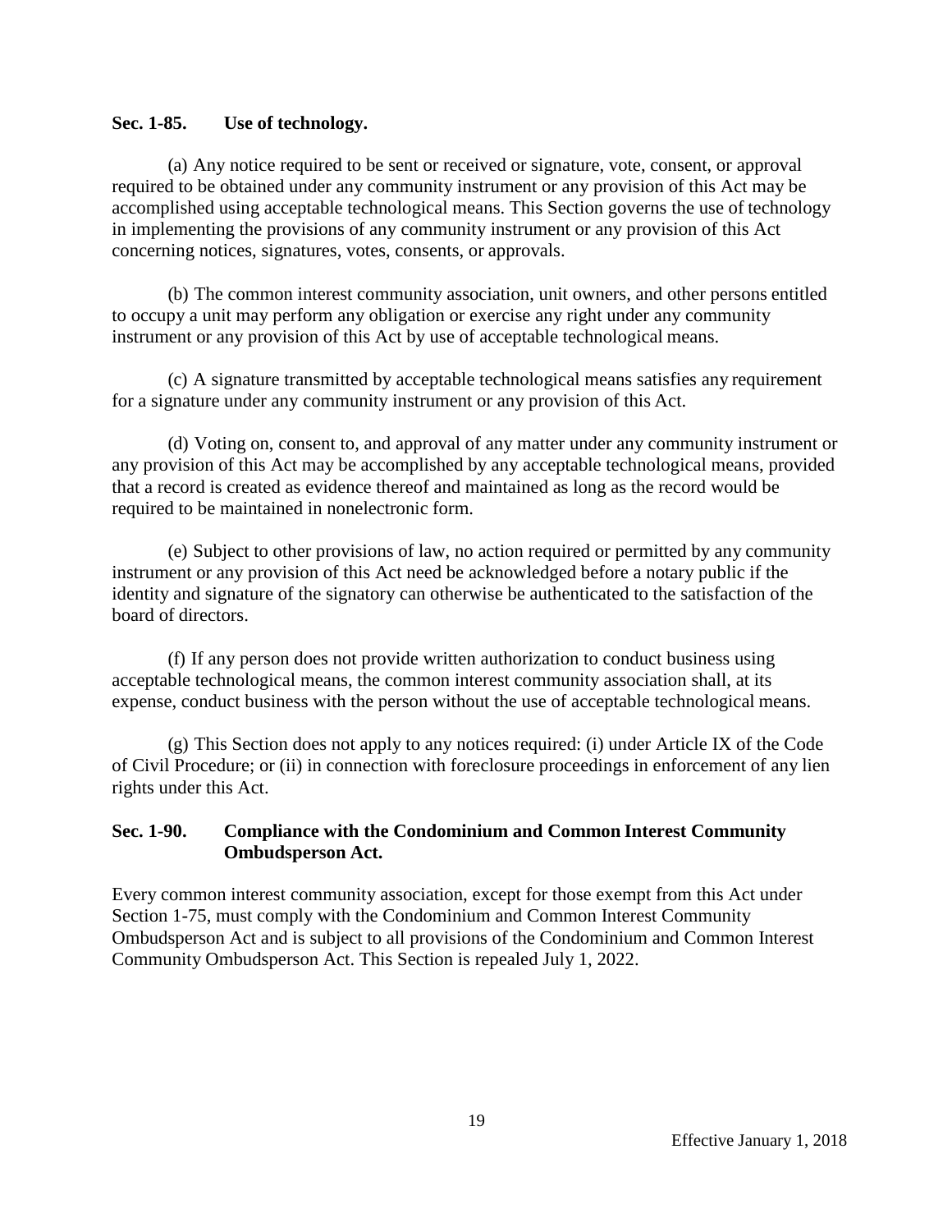## Sec. 1-85. Use of technology.

(a) Any notice required to be sent or received or signature, vote, consent, or approval required to be obtained under any community instrument or any provision of this Act may be accomplished using acceptable technological means. This Section governs the use of technology in implementing the provisions of any community instrument or any provision of this Act concerning notices, signatures, votes, consents, or approvals.

(b) The common interest community association, unit owners, and other persons entitled to occupy a unit may perform any obligation or exercise any right under any community instrument or any provision of this Act by use of acceptable technological means.

(c) A signature transmitted by acceptable technological means satisfies any requirement for a signature under any community instrument or any provision of this Act.

(d) Voting on, consent to, and approval of any matter under any community instrument or any provision of this Act may be accomplished by any acceptable technological means, provided that a record is created as evidence thereof and maintained as long as the record would be required to be maintained in nonelectronic form.

(e) Subject to other provisions of law, no action required or permitted by any community instrument or any provision of this Act need be acknowledged before a notary public if the identity and signature of the signatory can otherwise be authenticated to the satisfaction of the board of directors.

(f) If any person does not provide written authorization to conduct business using acceptable technological means, the common interest community association shall, at its expense, conduct business with the person without the use of acceptable technological means.

(g) This Section does not apply to any notices required: (i) under Article IX of the Code of Civil Procedure; or (ii) in connection with foreclosure proceedings in enforcement of any lien rights under this Act.

## Sec. 1-90. Compliance with the Condominium and Common Interest Community Ombudsperson Act.

Every common interest community association, except for those exempt from this Act under Section 1-75, must comply with the Condominium and Common Interest Community Ombudsperson Act and is subject to all provisions of the Condominium and Common Interest Community Ombudsperson Act. This Section is repealed July 1, 2022.